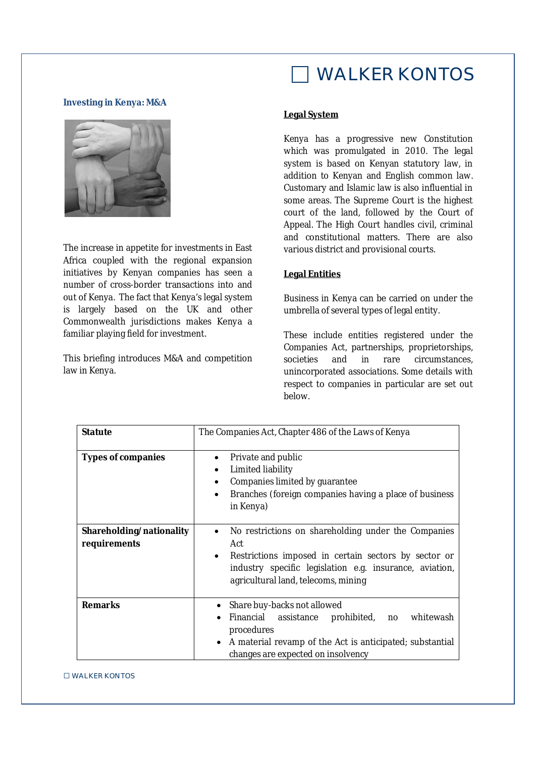# WALKER KONTOS

## Investing in Kenya: M&A

The increase in appetite for investments in East Africa coupled with the regional expansion initiatives by Kenyan companies has seen a number of cross-border transactions into and out of Kenya. The fact that Kenya's legal system is largely based on the UK and other Commonwealth jurisdictions makes Kenya a familiar playing field for investment.

This briefing introduces M&A and competition law in Kenya.

### Legal System

Kenya has a progressive new Constitution which was promulgated in 2010. The legal system is based on Kenyan statutory law, in addition to Kenyan and English common law. Customary and Islamic law is also influential in some areas. The Supreme Court is the highest court of the land, followed by the Court of Appeal. The High Court handles civil, criminal and constitutional matters. There are also various district and provisional courts.

### Legal Entities

Business in Kenya can be carried on under the umbrella of several types of legal entity.

These include entities registered under the Companies Act, partnerships, proprietorships, societies and in rare circumstances, unincorporated associations. Some details with respect to companies in particular are set out below.

| **Statute** | The Companies Act, Chapter 486 of the Laws of Kenya |
|---|---|
| **Types of companies** | • Private and public<br>• Limited liability<br>• Companies limited by guarantee<br>• Branches (foreign companies having a place of business in Kenya) |
| **Shareholding/ nationality requirements** | • No restrictions on shareholding under the Companies Act<br>• Restrictions imposed in certain sectors by sector or industry specific legislation e.g. insurance, aviation, agricultural land, telecoms, mining |
| **Remarks** | • Share buy-backs not allowed<br>• Financial assistance prohibited, no whitewash procedures<br>• A material revamp of the Act is anticipated; substantial changes are expected on insolvency |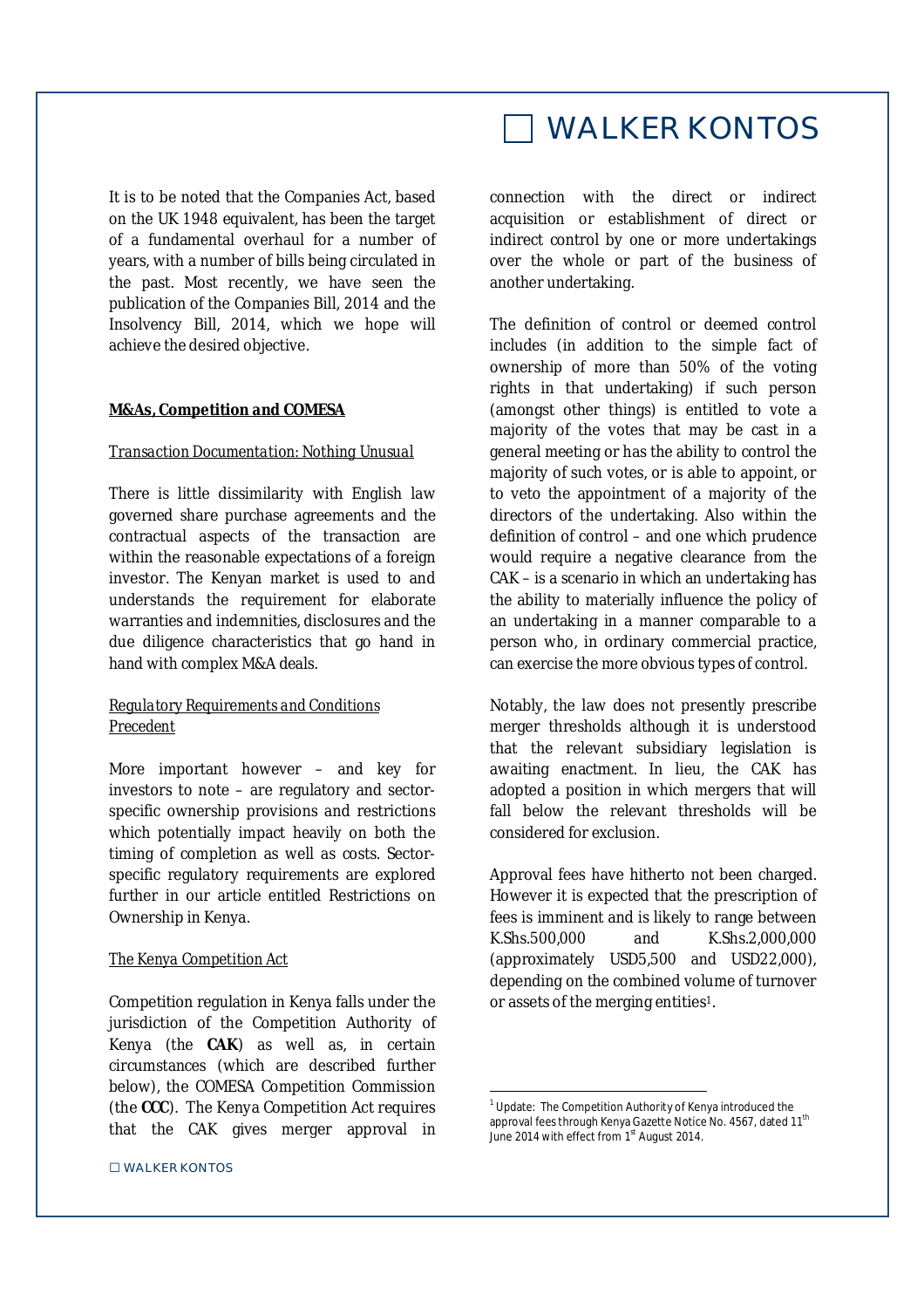It is to be noted that the Companies Act, based on the UK 1948 equivalent, has been the target of a fundamental overhaul for a number of years, with a number of bills being circulated in the past. Most recently, we have seen the publication of the Companies Bill, 2014 and the Insolvency Bill, 2014, which we hope will achieve the desired objective.

## ***M&As, Competition and COMESA***

*Transaction Documentation: Nothing Unusual*

There is little dissimilarity with English law governed share purchase agreements and the contractual aspects of the transaction are within the reasonable expectations of a foreign investor. The Kenyan market is used to and understands the requirement for elaborate warranties and indemnities, disclosures and the due diligence characteristics that go hand in hand with complex M&A deals.

*Regulatory Requirements and Conditions Precedent*

More important however – and key for investors to note – are regulatory and sector-specific ownership provisions and restrictions which potentially impact heavily on both the timing of completion as well as costs. Sector-specific regulatory requirements are explored further in our article entitled Restrictions on Ownership in Kenya.

*The Kenya Competition Act*

Competition regulation in Kenya falls under the jurisdiction of the Competition Authority of Kenya (the **CAK**) as well as, in certain circumstances (which are described further below), the COMESA Competition Commission (the **CCC**). The Kenya Competition Act requires that the CAK gives merger approval in connection with the direct or indirect acquisition or establishment of direct or indirect control by one or more undertakings over the whole or part of the business of another undertaking.

The definition of control or deemed control includes (in addition to the simple fact of ownership of more than 50% of the voting rights in that undertaking) if such person (amongst other things) is entitled to vote a majority of the votes that may be cast in a general meeting or has the ability to control the majority of such votes, or is able to appoint, or to veto the appointment of a majority of the directors of the undertaking. Also within the definition of control – and one which prudence would require a negative clearance from the CAK – is a scenario in which an undertaking has the ability to materially influence the policy of an undertaking in a manner comparable to a person who, in ordinary commercial practice, can exercise the more obvious types of control.

Notably, the law does not presently prescribe merger thresholds although it is understood that the relevant subsidiary legislation is awaiting enactment. In lieu, the CAK has adopted a position in which mergers that will fall below the relevant thresholds will be considered for exclusion.

Approval fees have hitherto not been charged. However it is expected that the prescription of fees is imminent and is likely to range between K.Shs.500,000 and K.Shs.2,000,000 (approximately USD5,500 and USD22,000), depending on the combined volume of turnover or assets of the merging entities[1].

---

[1] Update: The Competition Authority of Kenya introduced the approval fees through Kenya Gazette Notice No. 4567, dated 11th June 2014 with effect from 1st August 2014.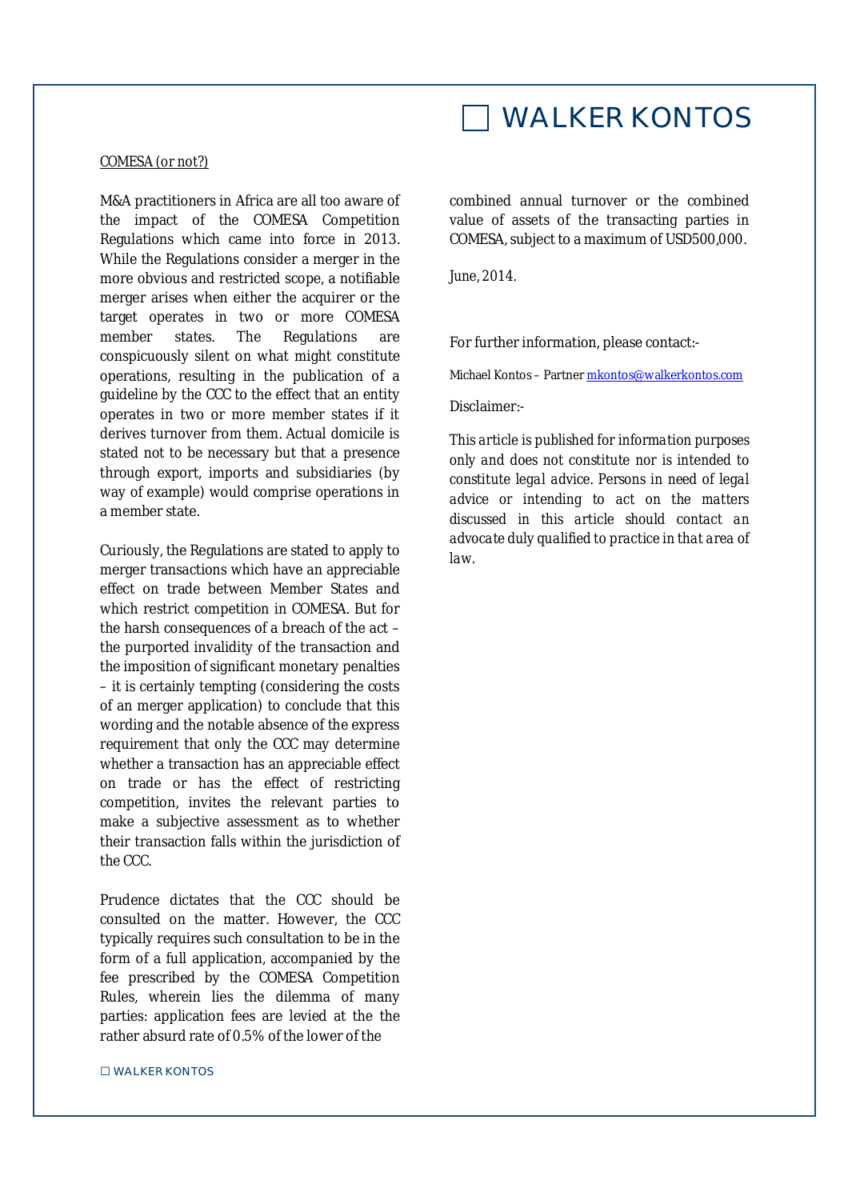# WALKER KONTOS

COMESA (or not?)

M&A practitioners in Africa are all too aware of the impact of the COMESA Competition Regulations which came into force in 2013. While the Regulations consider a merger in the more obvious and restricted scope, a notifiable merger arises when either the acquirer or the target operates in two or more COMESA member states. The Regulations are conspicuously silent on what might constitute operations, resulting in the publication of a guideline by the CCC to the effect that an entity operates in two or more member states if it derives turnover from them. Actual domicile is stated not to be necessary but that a presence through export, imports and subsidiaries (by way of example) would comprise operations in a member state.

Curiously, the Regulations are stated to apply to merger transactions which have an appreciable effect on trade between Member States and which restrict competition in COMESA. But for the harsh consequences of a breach of the act – the purported invalidity of the transaction and the imposition of significant monetary penalties – it is certainly tempting (considering the costs of an merger application) to conclude that this wording and the notable absence of the express requirement that only the CCC may determine whether a transaction has an appreciable effect on trade or has the effect of restricting competition, invites the relevant parties to make a subjective assessment as to whether their transaction falls within the jurisdiction of the CCC.

Prudence dictates that the CCC should be consulted on the matter. However, the CCC typically requires such consultation to be in the form of a full application, accompanied by the fee prescribed by the COMESA Competition Rules, wherein lies the dilemma of many parties: application fees are levied at the the rather absurd rate of 0.5% of the lower of the combined annual turnover or the combined value of assets of the transacting parties in COMESA, subject to a maximum of USD500,000.

June, 2014.

For further information, please contact:-

Michael Kontos – Partner mkontos@walkerkontos.com

Disclaimer:-

*This article is published for information purposes only and does not constitute nor is intended to constitute legal advice. Persons in need of legal advice or intending to act on the matters discussed in this article should contact an advocate duly qualified to practice in that area of law.*